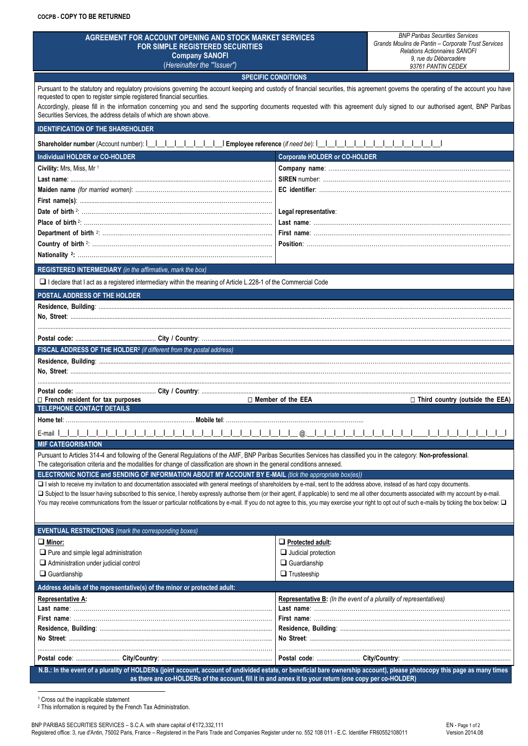COCPB - COPY TO BE RETURNED

| **AGREEMENT FOR ACCOUNT OPENING AND STOCK MARKET SERVICES FOR SIMPLE REGISTERED SECURITIES**<br>**Company SANOFI**<br>(*Hereinafter the "Issuer"*) | *BNP Paribas Securities Services*<br>*Grands Moulins de Pantin – Corporate Trust Services*<br>*Relations Actionnaires SANOFI*<br>*9, rue du Débarcadère*<br>*93761 PANTIN CEDEX* |
|---|---|

## SPECIFIC CONDITIONS

Pursuant to the statutory and regulatory provisions governing the account keeping and custody of financial securities, this agreement governs the operating of the account you have requested to open to register simple registered financial securities.

Accordingly, please fill in the information concerning you and send the supporting documents requested with this agreement duly signed to our authorised agent, BNP Paribas Securities Services, the address details of which are shown above.

## IDENTIFICATION OF THE SHAREHOLDER

**Shareholder number** (Account number): I__I__I__I__I__I__I__I__I **Employee reference** (*if need be*): I__I__I__I__I__I__I__I__I__I__I__I__I__I

| Individual HOLDER or CO-HOLDER | Corporate HOLDER or CO-HOLDER |
|---|---|
| **Civility:** Mrs, Miss, Mr [1] | **Company name**: ............ |
| **Last name**: ............ | **SIREN** number: ............ |
| **Maiden name** (*for married women*): ............ | **EC identifier**: ............ |
| **First name(s)**: ............ | |
| **Date of birth** [2]: ............ | **Legal representative**: |
| **Place of birth** [2]: ............ | **Last name**: ............ |
| **Department of birth** [2]: ............ | **First name**: ............ |
| **Country of birth** [2]: ............ | **Position**: ............ |
| **Nationality** [2]: ............ | |

## REGISTERED INTERMEDIARY (*in the affirmative, mark the box*)

❑ I declare that I act as a registered intermediary within the meaning of Article L.228-1 of the Commercial Code

## POSTAL ADDRESS OF THE HOLDER

**Residence, Building**: ............

**No, Street**: ............

............

**Postal code**: ............ **City / Country**: ............

## FISCAL ADDRESS OF THE HOLDER[2] (*if different from the postal address*)

**Residence, Building**: ............

**No, Street**: ............

............

**Postal code**: ............ **City / Country**: ............

□ **French resident for tax purposes** □ **Member of the EEA** □ **Third country (outside the EEA)**

## TELEPHONE CONTACT DETAILS

**Home tel**: ............ **Mobile tel**: ............

E-mail I__I__I__I__I__I__I__I__I__I__I__I__I__I__I__I__I__I__I__I__I__I__I__I__I @ I__I__I__I__I__I__I__I__I__I__I__I__I__I__I__I__I__I__I__I__I

## MIF CATEGORISATION

Pursuant to Articles 314-4 and following of the General Regulations of the AMF, BNP Paribas Securities Services has classified you in the category: **Non-professional**.
The categorisation criteria and the modalities for change of classification are shown in the general conditions annexed.

## ELECTRONIC NOTICE and SENDING OF INFORMATION ABOUT MY ACCOUNT BY E-MAIL (*tick the appropriate box(es)*)

❑ I wish to receive my invitation to and documentation associated with general meetings of shareholders by e-mail, sent to the address above, instead of as hard copy documents.

❑ Subject to the Issuer having subscribed to this service, I hereby expressly authorise them (or their agent, if applicable) to send me all other documents associated with my account by e-mail.

You may receive communications from the Issuer or particular notifications by e-mail. If you do not agree to this, you may exercise your right to opt out of such e-mails by ticking the box below: ❑

## EVENTUAL RESTRICTIONS (*mark the corresponding boxes*)

| ❑ **Minor:** | ❑ **Protected adult:** |
|---|---|
| ❑ Pure and simple legal administration | ❑ Judicial protection |
| ❑ Administration under judicial control | ❑ Guardianship |
| ❑ Guardianship | ❑ Trusteeship |

## Address details of the representative(s) of the minor or protected adult:

| **Representative A:** | **Representative B:** (*In the event of a plurality of representatives*) |
|---|---|
| **Last name**: ............ | **Last name**: ............ |
| **First name**: ............ | **First name**: ............ |
| **Residence, Building**: ............ | **Residence, Building**: ............ |
| **No Street**: ............ | **No Street**: ............ |
| ............ | ............ |
| **Postal code**: ............ **City/Country**: ............ | **Postal code**: ............ **City/Country**: ............ |

**N.B.: In the event of a plurality of HOLDERs (joint account, account of undivided estate, or beneficial bare ownership account), please photocopy this page as many times as there are co-HOLDERs of the account, fill it in and annex it to your return (one copy per co-HOLDER)**

[1] Cross out the inapplicable statement
[2] This information is required by the French Tax Administration.

BNP PARIBAS SECURITIES SERVICES – S.C.A. with share capital of €172,332,111
Registered office: 3, rue d'Antin, 75002 Paris, France – Registered in the Paris Trade and Companies Register under no. 552 108 011 - E.C. Identifier FR60552108011

Version 2014.08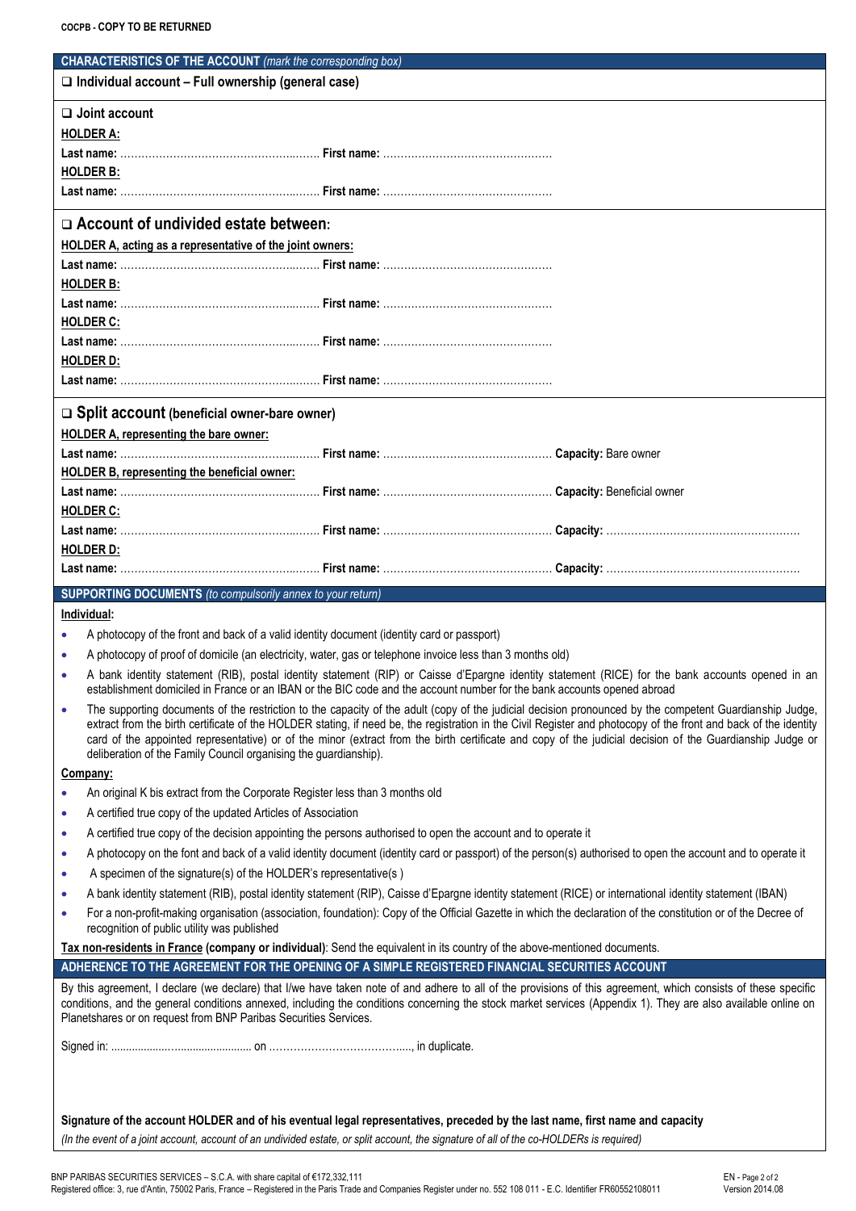**COCPB - COPY TO BE RETURNED**

## CHARACTERISTICS OF THE ACCOUNT *(mark the corresponding box)*

❑ **Individual account – Full ownership (general case)**

❑ **Joint account**

**HOLDER A:**

**Last name:** ......................................................... **First name:** ................................................

**HOLDER B:**

**Last name:** ......................................................... **First name:** ................................................

❑ **Account of undivided estate between:**

**HOLDER A, acting as a representative of the joint owners:**

**Last name:** ......................................................... **First name:** ................................................

**HOLDER B:**

**Last name:** ......................................................... **First name:** ................................................

**HOLDER C:**

**Last name:** ......................................................... **First name:** ................................................

**HOLDER D:**

**Last name:** ......................................................... **First name:** ................................................

❑ **Split account (beneficial owner-bare owner)**

**HOLDER A, representing the bare owner:**

**Last name:** ......................................................... **First name:** ................................................ **Capacity:** Bare owner

**HOLDER B, representing the beneficial owner:**

**Last name:** ......................................................... **First name:** ................................................ **Capacity:** Beneficial owner

**HOLDER C:**

**Last name:** ......................................................... **First name:** ................................................ **Capacity:** .......................................................

**HOLDER D:**

**Last name:** ......................................................... **First name:** ................................................ **Capacity:** .......................................................

## SUPPORTING DOCUMENTS *(to compulsorily annex to your return)*

**Individual:**

- A photocopy of the front and back of a valid identity document (identity card or passport)
- A photocopy of proof of domicile (an electricity, water, gas or telephone invoice less than 3 months old)
- A bank identity statement (RIB), postal identity statement (RIP) or Caisse d'Epargne identity statement (RICE) for the bank accounts opened in an establishment domiciled in France or an IBAN or the BIC code and the account number for the bank accounts opened abroad
- The supporting documents of the restriction to the capacity of the adult (copy of the judicial decision pronounced by the competent Guardianship Judge, extract from the birth certificate of the HOLDER stating, if need be, the registration in the Civil Register and photocopy of the front and back of the identity card of the appointed representative) or of the minor (extract from the birth certificate and copy of the judicial decision of the Guardianship Judge or deliberation of the Family Council organising the guardianship).

**Company:**

- An original K bis extract from the Corporate Register less than 3 months old
- A certified true copy of the updated Articles of Association
- A certified true copy of the decision appointing the persons authorised to open the account and to operate it
- A photocopy on the font and back of a valid identity document (identity card or passport) of the person(s) authorised to open the account and to operate it
- A specimen of the signature(s) of the HOLDER's representative(s )
- A bank identity statement (RIB), postal identity statement (RIP), Caisse d'Epargne identity statement (RICE) or international identity statement (IBAN)
- For a non-profit-making organisation (association, foundation): Copy of the Official Gazette in which the declaration of the constitution or of the Decree of recognition of public utility was published

**Tax non-residents in France (company or individual)**: Send the equivalent in its country of the above-mentioned documents.

## ADHERENCE TO THE AGREEMENT FOR THE OPENING OF A SIMPLE REGISTERED FINANCIAL SECURITIES ACCOUNT

By this agreement, I declare (we declare) that I/we have taken note of and adhere to all of the provisions of this agreement, which consists of these specific conditions, and the general conditions annexed, including the conditions concerning the stock market services (Appendix 1). They are also available online on Planetshares or on request from BNP Paribas Securities Services.

Signed in: ................................................ on ……………………………….., in duplicate.

**Signature of the account HOLDER and of his eventual legal representatives, preceded by the last name, first name and capacity**

*(In the event of a joint account, account of an undivided estate, or split account, the signature of all of the co-HOLDERs is required)*

BNP PARIBAS SECURITIES SERVICES – S.C.A. with share capital of €172,332,111
Registered office: 3, rue d'Antin, 75002 Paris, France – Registered in the Paris Trade and Companies Register under no. 552 108 011 - E.C. Identifier FR60552108011

EN - Version 2014.08